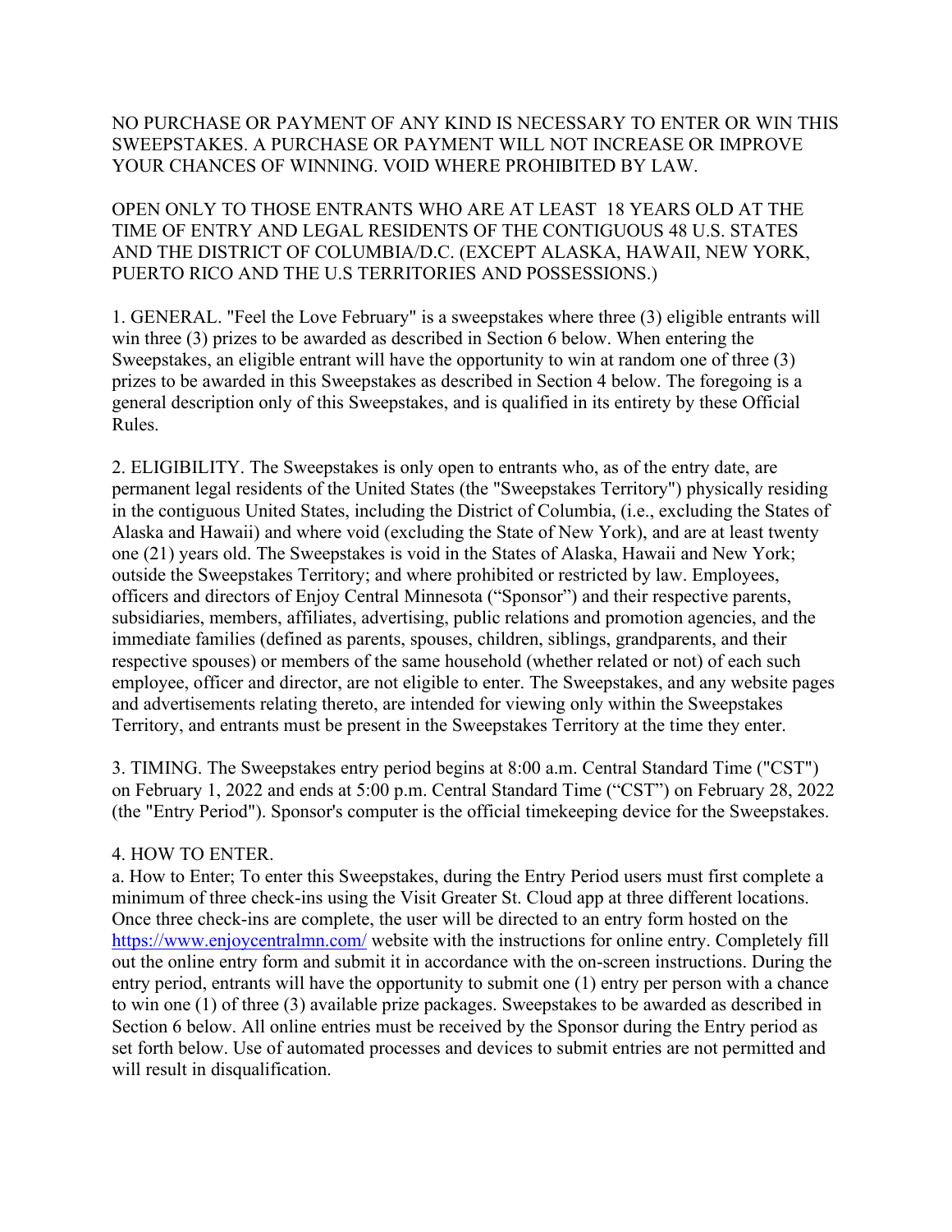NO PURCHASE OR PAYMENT OF ANY KIND IS NECESSARY TO ENTER OR WIN THIS SWEEPSTAKES. A PURCHASE OR PAYMENT WILL NOT INCREASE OR IMPROVE YOUR CHANCES OF WINNING. VOID WHERE PROHIBITED BY LAW.

OPEN ONLY TO THOSE ENTRANTS WHO ARE AT LEAST 18 YEARS OLD AT THE TIME OF ENTRY AND LEGAL RESIDENTS OF THE CONTIGUOUS 48 U.S. STATES AND THE DISTRICT OF COLUMBIA/D.C. (EXCEPT ALASKA, HAWAII, NEW YORK, PUERTO RICO AND THE U.S TERRITORIES AND POSSESSIONS.)

1. GENERAL. "Feel the Love February" is a sweepstakes where three (3) eligible entrants will win three (3) prizes to be awarded as described in Section 6 below. When entering the Sweepstakes, an eligible entrant will have the opportunity to win at random one of three (3) prizes to be awarded in this Sweepstakes as described in Section 4 below. The foregoing is a general description only of this Sweepstakes, and is qualified in its entirety by these Official Rules.

2. ELIGIBILITY. The Sweepstakes is only open to entrants who, as of the entry date, are permanent legal residents of the United States (the "Sweepstakes Territory") physically residing in the contiguous United States, including the District of Columbia, (i.e., excluding the States of Alaska and Hawaii) and where void (excluding the State of New York), and are at least twenty one (21) years old. The Sweepstakes is void in the States of Alaska, Hawaii and New York; outside the Sweepstakes Territory; and where prohibited or restricted by law. Employees, officers and directors of Enjoy Central Minnesota ("Sponsor") and their respective parents, subsidiaries, members, affiliates, advertising, public relations and promotion agencies, and the immediate families (defined as parents, spouses, children, siblings, grandparents, and their respective spouses) or members of the same household (whether related or not) of each such employee, officer and director, are not eligible to enter. The Sweepstakes, and any website pages and advertisements relating thereto, are intended for viewing only within the Sweepstakes Territory, and entrants must be present in the Sweepstakes Territory at the time they enter.

3. TIMING. The Sweepstakes entry period begins at 8:00 a.m. Central Standard Time ("CST") on February 1, 2022 and ends at 5:00 p.m. Central Standard Time ("CST") on February 28, 2022 (the "Entry Period"). Sponsor's computer is the official timekeeping device for the Sweepstakes.

4. HOW TO ENTER.

a. How to Enter; To enter this Sweepstakes, during the Entry Period users must first complete a minimum of three check-ins using the Visit Greater St. Cloud app at three different locations. Once three check-ins are complete, the user will be directed to an entry form hosted on the https://www.enjoycentralmn.com/ website with the instructions for online entry. Completely fill out the online entry form and submit it in accordance with the on-screen instructions. During the entry period, entrants will have the opportunity to submit one (1) entry per person with a chance to win one (1) of three (3) available prize packages. Sweepstakes to be awarded as described in Section 6 below. All online entries must be received by the Sponsor during the Entry period as set forth below. Use of automated processes and devices to submit entries are not permitted and will result in disqualification.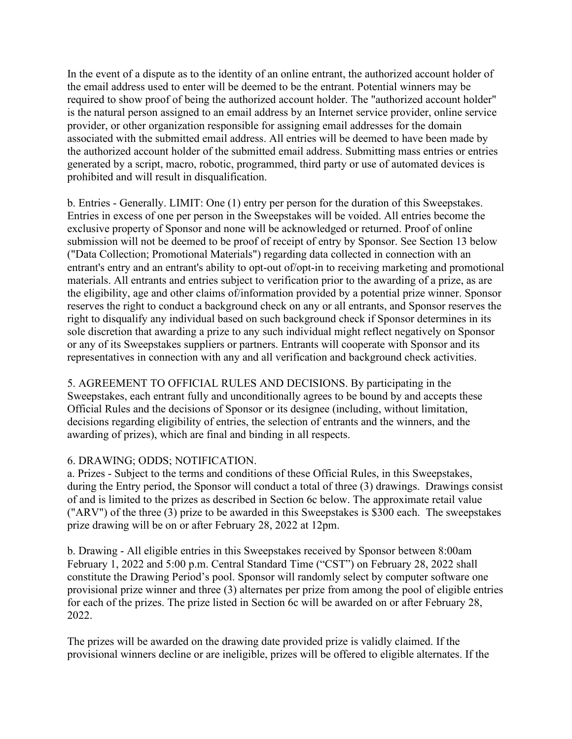In the event of a dispute as to the identity of an online entrant, the authorized account holder of the email address used to enter will be deemed to be the entrant. Potential winners may be required to show proof of being the authorized account holder. The "authorized account holder" is the natural person assigned to an email address by an Internet service provider, online service provider, or other organization responsible for assigning email addresses for the domain associated with the submitted email address. All entries will be deemed to have been made by the authorized account holder of the submitted email address. Submitting mass entries or entries generated by a script, macro, robotic, programmed, third party or use of automated devices is prohibited and will result in disqualification.

b. Entries - Generally. LIMIT: One (1) entry per person for the duration of this Sweepstakes. Entries in excess of one per person in the Sweepstakes will be voided. All entries become the exclusive property of Sponsor and none will be acknowledged or returned. Proof of online submission will not be deemed to be proof of receipt of entry by Sponsor. See Section 13 below ("Data Collection; Promotional Materials") regarding data collected in connection with an entrant's entry and an entrant's ability to opt-out of/opt-in to receiving marketing and promotional materials. All entrants and entries subject to verification prior to the awarding of a prize, as are the eligibility, age and other claims of/information provided by a potential prize winner. Sponsor reserves the right to conduct a background check on any or all entrants, and Sponsor reserves the right to disqualify any individual based on such background check if Sponsor determines in its sole discretion that awarding a prize to any such individual might reflect negatively on Sponsor or any of its Sweepstakes suppliers or partners. Entrants will cooperate with Sponsor and its representatives in connection with any and all verification and background check activities.

5. AGREEMENT TO OFFICIAL RULES AND DECISIONS. By participating in the Sweepstakes, each entrant fully and unconditionally agrees to be bound by and accepts these Official Rules and the decisions of Sponsor or its designee (including, without limitation, decisions regarding eligibility of entries, the selection of entrants and the winners, and the awarding of prizes), which are final and binding in all respects.

6. DRAWING; ODDS; NOTIFICATION.
a. Prizes - Subject to the terms and conditions of these Official Rules, in this Sweepstakes, during the Entry period, the Sponsor will conduct a total of three (3) drawings. Drawings consist of and is limited to the prizes as described in Section 6c below. The approximate retail value ("ARV") of the three (3) prize to be awarded in this Sweepstakes is $300 each. The sweepstakes prize drawing will be on or after February 28, 2022 at 12pm.

b. Drawing - All eligible entries in this Sweepstakes received by Sponsor between 8:00am February 1, 2022 and 5:00 p.m. Central Standard Time ("CST") on February 28, 2022 shall constitute the Drawing Period's pool. Sponsor will randomly select by computer software one provisional prize winner and three (3) alternates per prize from among the pool of eligible entries for each of the prizes. The prize listed in Section 6c will be awarded on or after February 28, 2022.

The prizes will be awarded on the drawing date provided prize is validly claimed. If the provisional winners decline or are ineligible, prizes will be offered to eligible alternates. If the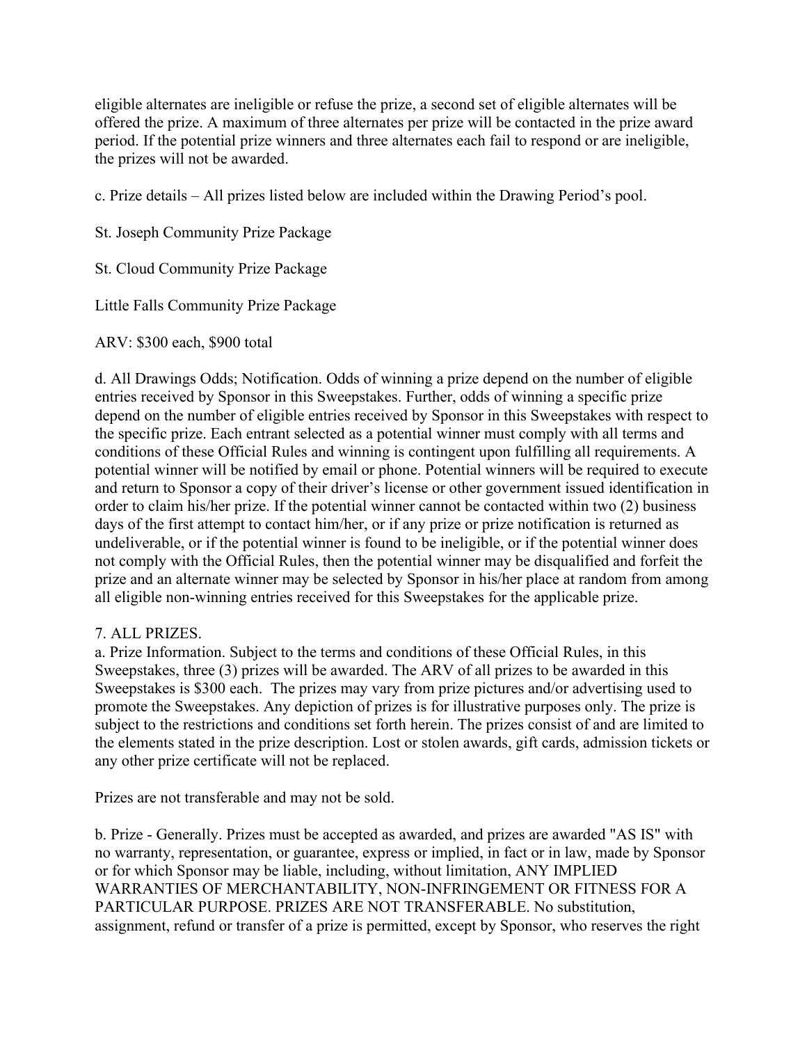eligible alternates are ineligible or refuse the prize, a second set of eligible alternates will be offered the prize. A maximum of three alternates per prize will be contacted in the prize award period. If the potential prize winners and three alternates each fail to respond or are ineligible, the prizes will not be awarded.

c. Prize details – All prizes listed below are included within the Drawing Period's pool.

St. Joseph Community Prize Package

St. Cloud Community Prize Package

Little Falls Community Prize Package

ARV: $300 each, $900 total

d. All Drawings Odds; Notification. Odds of winning a prize depend on the number of eligible entries received by Sponsor in this Sweepstakes. Further, odds of winning a specific prize depend on the number of eligible entries received by Sponsor in this Sweepstakes with respect to the specific prize. Each entrant selected as a potential winner must comply with all terms and conditions of these Official Rules and winning is contingent upon fulfilling all requirements. A potential winner will be notified by email or phone. Potential winners will be required to execute and return to Sponsor a copy of their driver's license or other government issued identification in order to claim his/her prize. If the potential winner cannot be contacted within two (2) business days of the first attempt to contact him/her, or if any prize or prize notification is returned as undeliverable, or if the potential winner is found to be ineligible, or if the potential winner does not comply with the Official Rules, then the potential winner may be disqualified and forfeit the prize and an alternate winner may be selected by Sponsor in his/her place at random from among all eligible non-winning entries received for this Sweepstakes for the applicable prize.

7. ALL PRIZES.
a. Prize Information. Subject to the terms and conditions of these Official Rules, in this Sweepstakes, three (3) prizes will be awarded. The ARV of all prizes to be awarded in this Sweepstakes is $300 each. The prizes may vary from prize pictures and/or advertising used to promote the Sweepstakes. Any depiction of prizes is for illustrative purposes only. The prize is subject to the restrictions and conditions set forth herein. The prizes consist of and are limited to the elements stated in the prize description. Lost or stolen awards, gift cards, admission tickets or any other prize certificate will not be replaced.

Prizes are not transferable and may not be sold.

b. Prize - Generally. Prizes must be accepted as awarded, and prizes are awarded "AS IS" with no warranty, representation, or guarantee, express or implied, in fact or in law, made by Sponsor or for which Sponsor may be liable, including, without limitation, ANY IMPLIED WARRANTIES OF MERCHANTABILITY, NON-INFRINGEMENT OR FITNESS FOR A PARTICULAR PURPOSE. PRIZES ARE NOT TRANSFERABLE. No substitution, assignment, refund or transfer of a prize is permitted, except by Sponsor, who reserves the right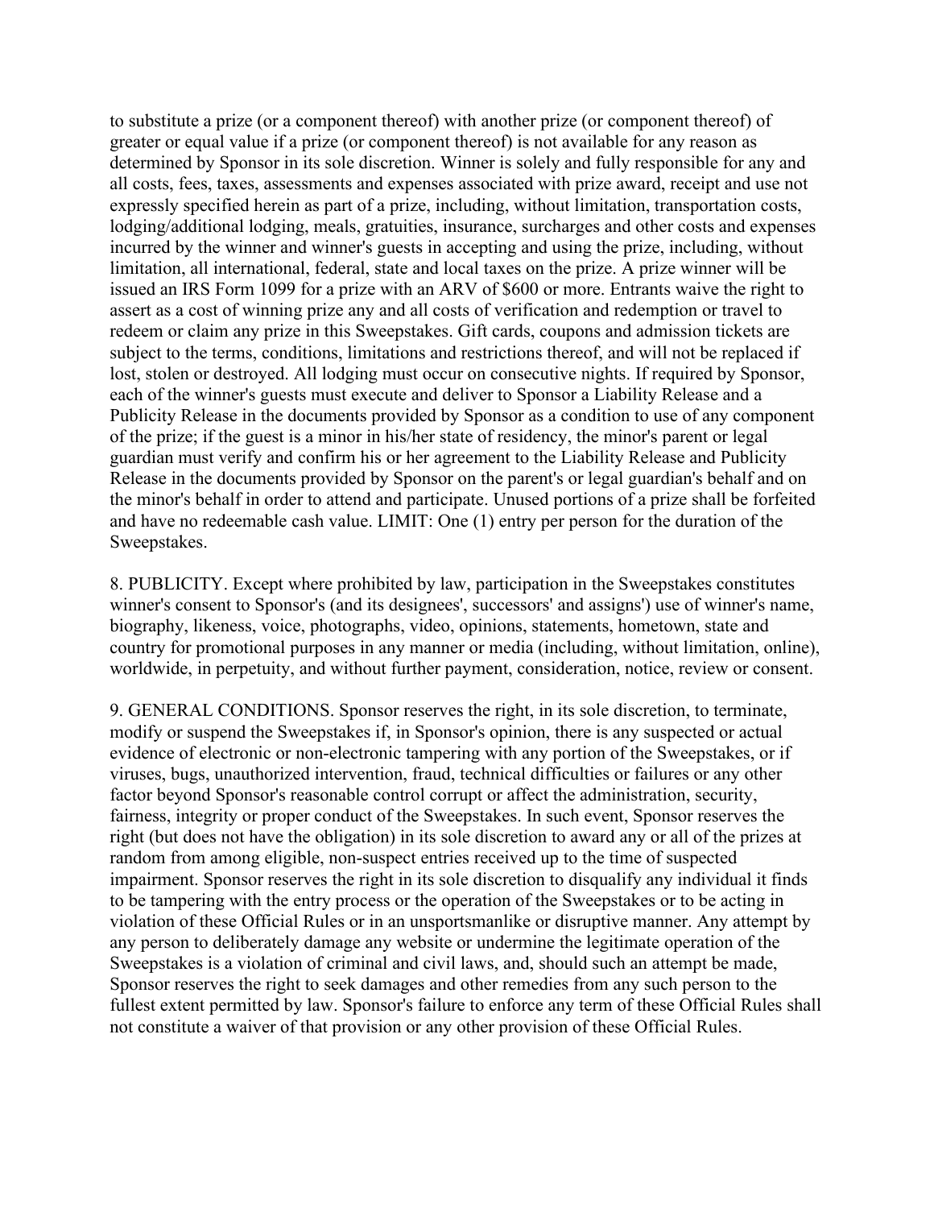to substitute a prize (or a component thereof) with another prize (or component thereof) of greater or equal value if a prize (or component thereof) is not available for any reason as determined by Sponsor in its sole discretion. Winner is solely and fully responsible for any and all costs, fees, taxes, assessments and expenses associated with prize award, receipt and use not expressly specified herein as part of a prize, including, without limitation, transportation costs, lodging/additional lodging, meals, gratuities, insurance, surcharges and other costs and expenses incurred by the winner and winner's guests in accepting and using the prize, including, without limitation, all international, federal, state and local taxes on the prize. A prize winner will be issued an IRS Form 1099 for a prize with an ARV of $600 or more. Entrants waive the right to assert as a cost of winning prize any and all costs of verification and redemption or travel to redeem or claim any prize in this Sweepstakes. Gift cards, coupons and admission tickets are subject to the terms, conditions, limitations and restrictions thereof, and will not be replaced if lost, stolen or destroyed. All lodging must occur on consecutive nights. If required by Sponsor, each of the winner's guests must execute and deliver to Sponsor a Liability Release and a Publicity Release in the documents provided by Sponsor as a condition to use of any component of the prize; if the guest is a minor in his/her state of residency, the minor's parent or legal guardian must verify and confirm his or her agreement to the Liability Release and Publicity Release in the documents provided by Sponsor on the parent's or legal guardian's behalf and on the minor's behalf in order to attend and participate. Unused portions of a prize shall be forfeited and have no redeemable cash value. LIMIT: One (1) entry per person for the duration of the Sweepstakes.

8. PUBLICITY. Except where prohibited by law, participation in the Sweepstakes constitutes winner's consent to Sponsor's (and its designees', successors' and assigns') use of winner's name, biography, likeness, voice, photographs, video, opinions, statements, hometown, state and country for promotional purposes in any manner or media (including, without limitation, online), worldwide, in perpetuity, and without further payment, consideration, notice, review or consent.

9. GENERAL CONDITIONS. Sponsor reserves the right, in its sole discretion, to terminate, modify or suspend the Sweepstakes if, in Sponsor's opinion, there is any suspected or actual evidence of electronic or non-electronic tampering with any portion of the Sweepstakes, or if viruses, bugs, unauthorized intervention, fraud, technical difficulties or failures or any other factor beyond Sponsor's reasonable control corrupt or affect the administration, security, fairness, integrity or proper conduct of the Sweepstakes. In such event, Sponsor reserves the right (but does not have the obligation) in its sole discretion to award any or all of the prizes at random from among eligible, non-suspect entries received up to the time of suspected impairment. Sponsor reserves the right in its sole discretion to disqualify any individual it finds to be tampering with the entry process or the operation of the Sweepstakes or to be acting in violation of these Official Rules or in an unsportsmanlike or disruptive manner. Any attempt by any person to deliberately damage any website or undermine the legitimate operation of the Sweepstakes is a violation of criminal and civil laws, and, should such an attempt be made, Sponsor reserves the right to seek damages and other remedies from any such person to the fullest extent permitted by law. Sponsor's failure to enforce any term of these Official Rules shall not constitute a waiver of that provision or any other provision of these Official Rules.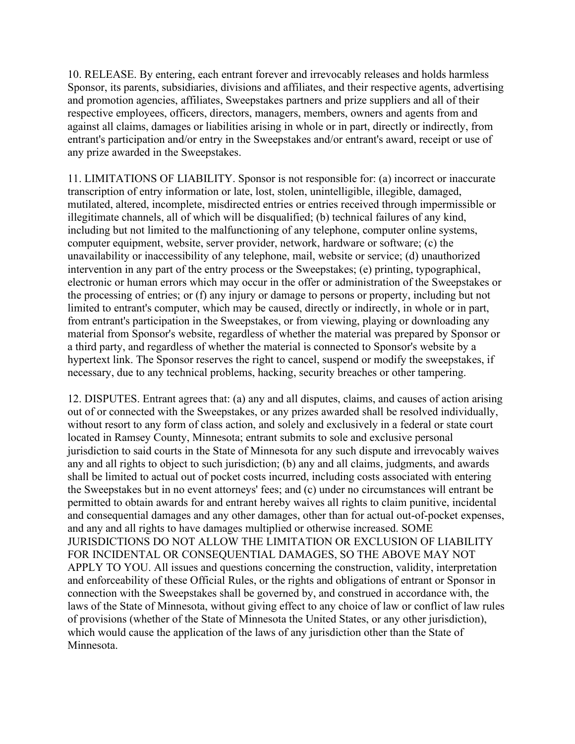10. RELEASE. By entering, each entrant forever and irrevocably releases and holds harmless Sponsor, its parents, subsidiaries, divisions and affiliates, and their respective agents, advertising and promotion agencies, affiliates, Sweepstakes partners and prize suppliers and all of their respective employees, officers, directors, managers, members, owners and agents from and against all claims, damages or liabilities arising in whole or in part, directly or indirectly, from entrant's participation and/or entry in the Sweepstakes and/or entrant's award, receipt or use of any prize awarded in the Sweepstakes.

11. LIMITATIONS OF LIABILITY. Sponsor is not responsible for: (a) incorrect or inaccurate transcription of entry information or late, lost, stolen, unintelligible, illegible, damaged, mutilated, altered, incomplete, misdirected entries or entries received through impermissible or illegitimate channels, all of which will be disqualified; (b) technical failures of any kind, including but not limited to the malfunctioning of any telephone, computer online systems, computer equipment, website, server provider, network, hardware or software; (c) the unavailability or inaccessibility of any telephone, mail, website or service; (d) unauthorized intervention in any part of the entry process or the Sweepstakes; (e) printing, typographical, electronic or human errors which may occur in the offer or administration of the Sweepstakes or the processing of entries; or (f) any injury or damage to persons or property, including but not limited to entrant's computer, which may be caused, directly or indirectly, in whole or in part, from entrant's participation in the Sweepstakes, or from viewing, playing or downloading any material from Sponsor's website, regardless of whether the material was prepared by Sponsor or a third party, and regardless of whether the material is connected to Sponsor's website by a hypertext link. The Sponsor reserves the right to cancel, suspend or modify the sweepstakes, if necessary, due to any technical problems, hacking, security breaches or other tampering.

12. DISPUTES. Entrant agrees that: (a) any and all disputes, claims, and causes of action arising out of or connected with the Sweepstakes, or any prizes awarded shall be resolved individually, without resort to any form of class action, and solely and exclusively in a federal or state court located in Ramsey County, Minnesota; entrant submits to sole and exclusive personal jurisdiction to said courts in the State of Minnesota for any such dispute and irrevocably waives any and all rights to object to such jurisdiction; (b) any and all claims, judgments, and awards shall be limited to actual out of pocket costs incurred, including costs associated with entering the Sweepstakes but in no event attorneys' fees; and (c) under no circumstances will entrant be permitted to obtain awards for and entrant hereby waives all rights to claim punitive, incidental and consequential damages and any other damages, other than for actual out-of-pocket expenses, and any and all rights to have damages multiplied or otherwise increased. SOME JURISDICTIONS DO NOT ALLOW THE LIMITATION OR EXCLUSION OF LIABILITY FOR INCIDENTAL OR CONSEQUENTIAL DAMAGES, SO THE ABOVE MAY NOT APPLY TO YOU. All issues and questions concerning the construction, validity, interpretation and enforceability of these Official Rules, or the rights and obligations of entrant or Sponsor in connection with the Sweepstakes shall be governed by, and construed in accordance with, the laws of the State of Minnesota, without giving effect to any choice of law or conflict of law rules of provisions (whether of the State of Minnesota the United States, or any other jurisdiction), which would cause the application of the laws of any jurisdiction other than the State of Minnesota.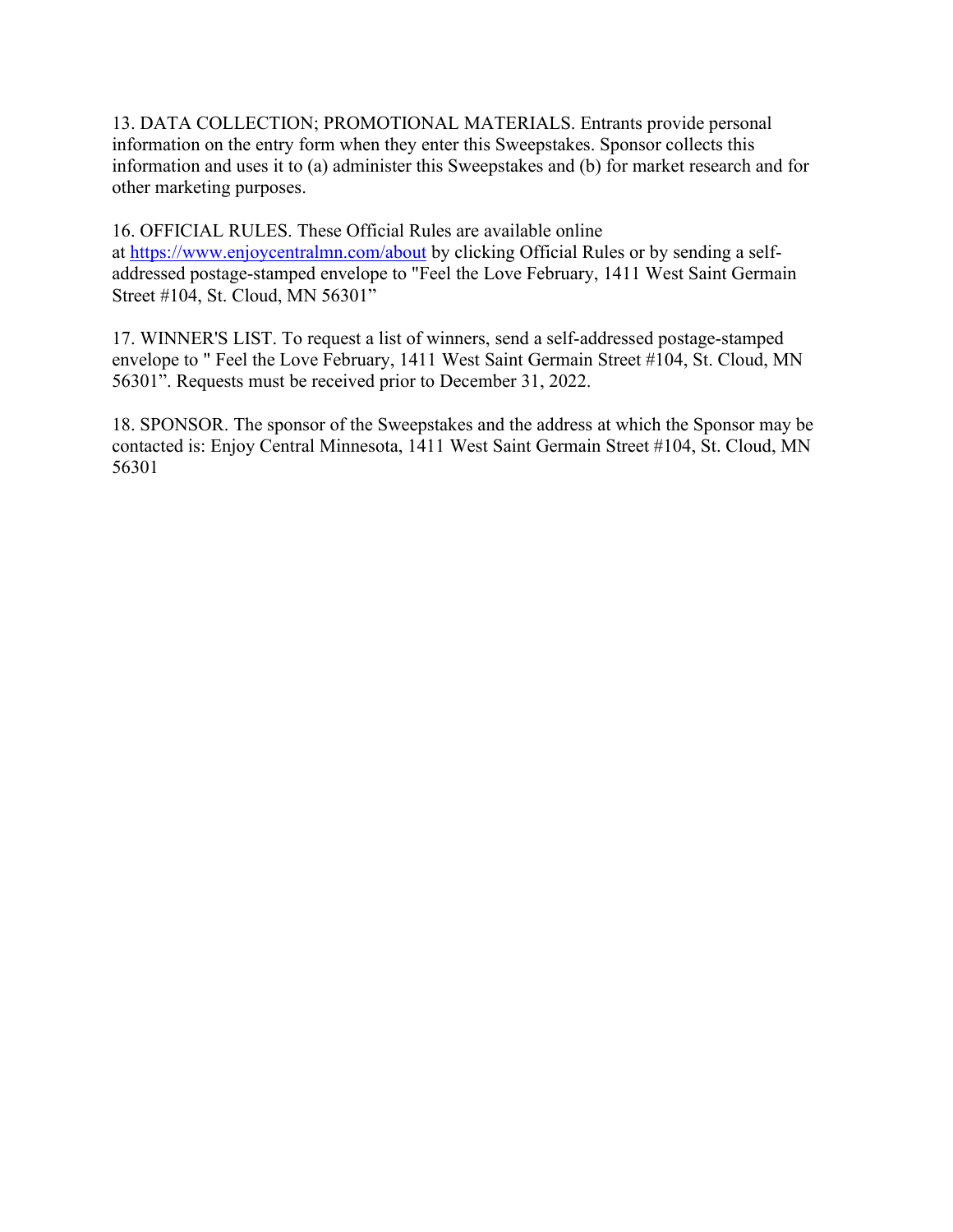13. DATA COLLECTION; PROMOTIONAL MATERIALS. Entrants provide personal information on the entry form when they enter this Sweepstakes. Sponsor collects this information and uses it to (a) administer this Sweepstakes and (b) for market research and for other marketing purposes.

16. OFFICIAL RULES. These Official Rules are available online at [https://www.enjoycentralmn.com/about](https://www.enjoycentralmn.com/about) by clicking Official Rules or by sending a self-addressed postage-stamped envelope to "Feel the Love February, 1411 West Saint Germain Street #104, St. Cloud, MN 56301"

17. WINNER'S LIST. To request a list of winners, send a self-addressed postage-stamped envelope to " Feel the Love February, 1411 West Saint Germain Street #104, St. Cloud, MN 56301". Requests must be received prior to December 31, 2022.

18. SPONSOR. The sponsor of the Sweepstakes and the address at which the Sponsor may be contacted is: Enjoy Central Minnesota, 1411 West Saint Germain Street #104, St. Cloud, MN 56301